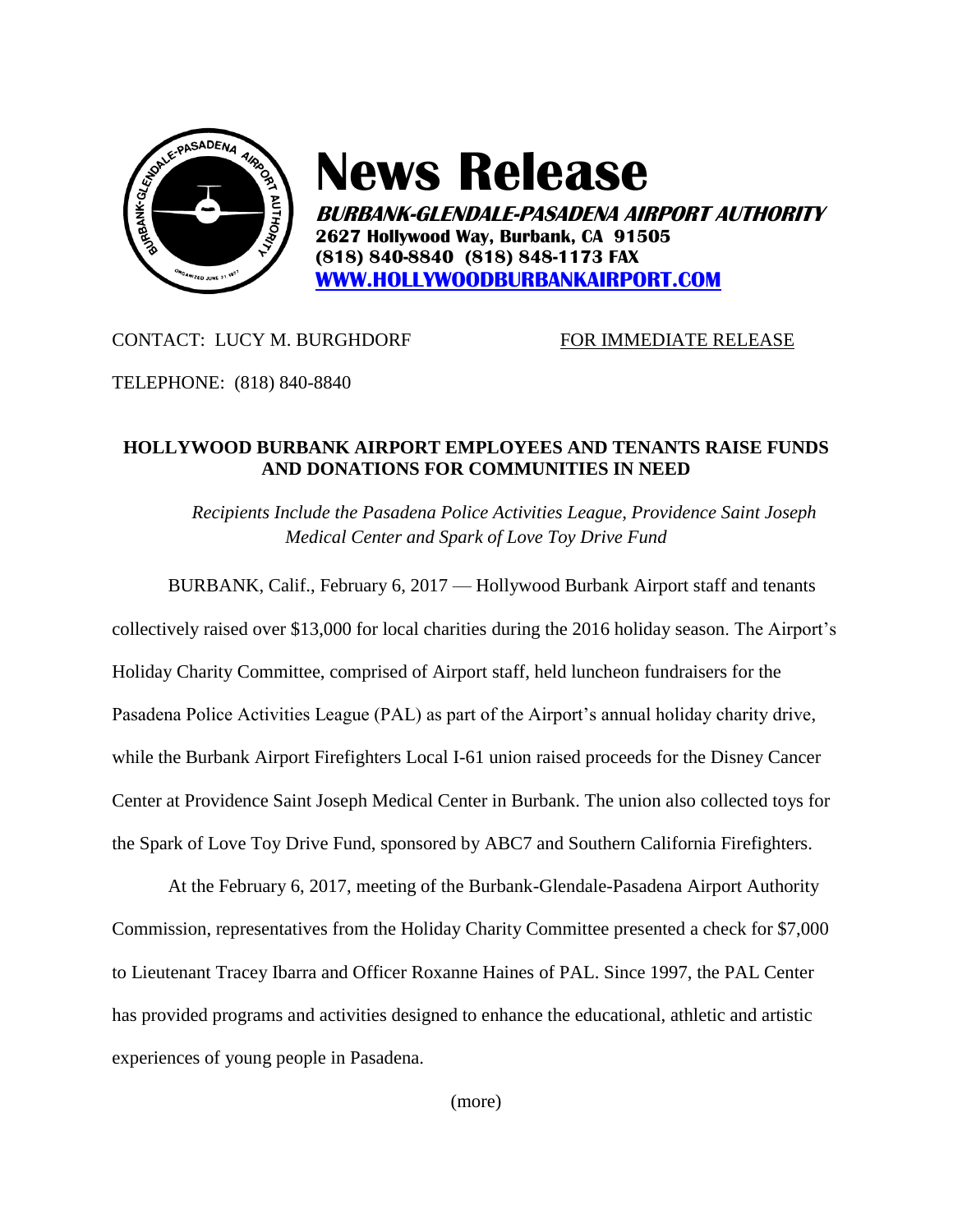# News Release

***BURBANK-GLENDALE-PASADENA AIRPORT AUTHORITY***
**2627 Hollywood Way, Burbank, CA 91505**
**(818) 840-8840 (818) 848-1173 FAX**
**WWW.HOLLYWOODBURBANKAIRPORT.COM**

CONTACT: LUCY M. BURGHDORF　　　　　　FOR IMMEDIATE RELEASE

TELEPHONE: (818) 840-8840

## HOLLYWOOD BURBANK AIRPORT EMPLOYEES AND TENANTS RAISE FUNDS AND DONATIONS FOR COMMUNITIES IN NEED

*Recipients Include the Pasadena Police Activities League, Providence Saint Joseph Medical Center and Spark of Love Toy Drive Fund*

BURBANK, Calif., February 6, 2017 — Hollywood Burbank Airport staff and tenants collectively raised over $13,000 for local charities during the 2016 holiday season. The Airport's Holiday Charity Committee, comprised of Airport staff, held luncheon fundraisers for the Pasadena Police Activities League (PAL) as part of the Airport's annual holiday charity drive, while the Burbank Airport Firefighters Local I-61 union raised proceeds for the Disney Cancer Center at Providence Saint Joseph Medical Center in Burbank. The union also collected toys for the Spark of Love Toy Drive Fund, sponsored by ABC7 and Southern California Firefighters.

At the February 6, 2017, meeting of the Burbank-Glendale-Pasadena Airport Authority Commission, representatives from the Holiday Charity Committee presented a check for $7,000 to Lieutenant Tracey Ibarra and Officer Roxanne Haines of PAL. Since 1997, the PAL Center has provided programs and activities designed to enhance the educational, athletic and artistic experiences of young people in Pasadena.

(more)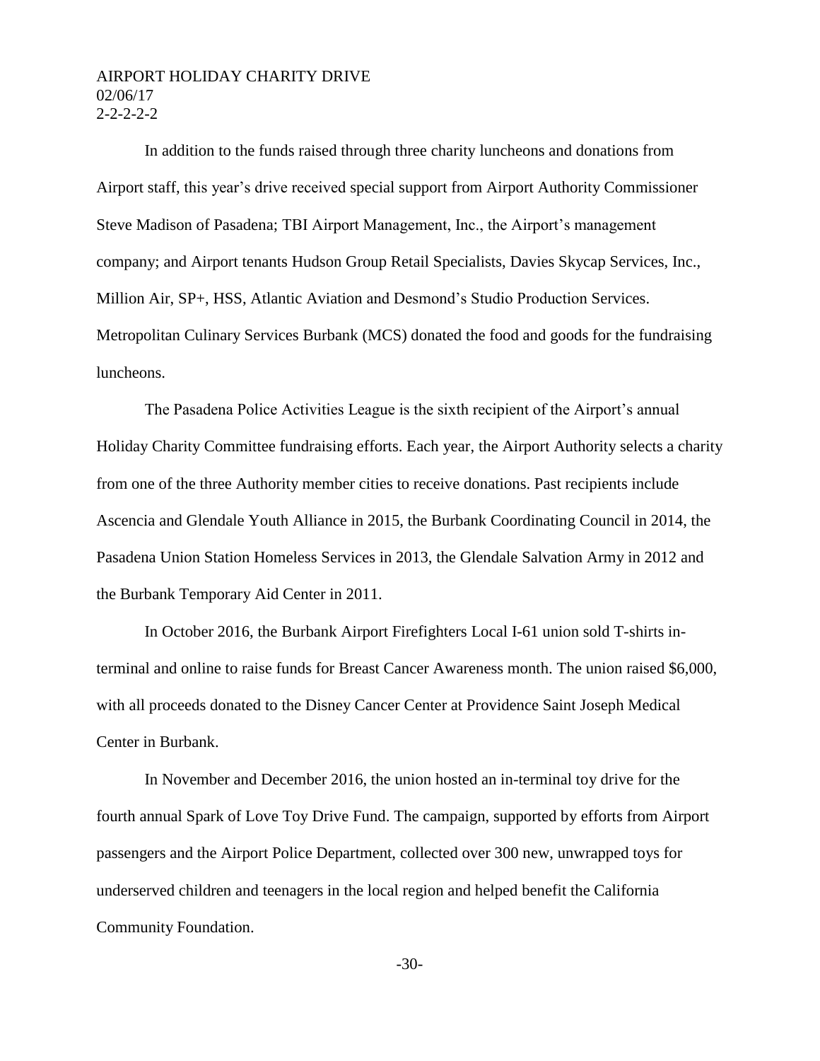In addition to the funds raised through three charity luncheons and donations from Airport staff, this year's drive received special support from Airport Authority Commissioner Steve Madison of Pasadena; TBI Airport Management, Inc., the Airport's management company; and Airport tenants Hudson Group Retail Specialists, Davies Skycap Services, Inc., Million Air, SP+, HSS, Atlantic Aviation and Desmond's Studio Production Services. Metropolitan Culinary Services Burbank (MCS) donated the food and goods for the fundraising luncheons.

The Pasadena Police Activities League is the sixth recipient of the Airport's annual Holiday Charity Committee fundraising efforts. Each year, the Airport Authority selects a charity from one of the three Authority member cities to receive donations. Past recipients include Ascencia and Glendale Youth Alliance in 2015, the Burbank Coordinating Council in 2014, the Pasadena Union Station Homeless Services in 2013, the Glendale Salvation Army in 2012 and the Burbank Temporary Aid Center in 2011.

In October 2016, the Burbank Airport Firefighters Local I-61 union sold T-shirts in-terminal and online to raise funds for Breast Cancer Awareness month. The union raised $6,000, with all proceeds donated to the Disney Cancer Center at Providence Saint Joseph Medical Center in Burbank.

In November and December 2016, the union hosted an in-terminal toy drive for the fourth annual Spark of Love Toy Drive Fund. The campaign, supported by efforts from Airport passengers and the Airport Police Department, collected over 300 new, unwrapped toys for underserved children and teenagers in the local region and helped benefit the California Community Foundation.

-30-